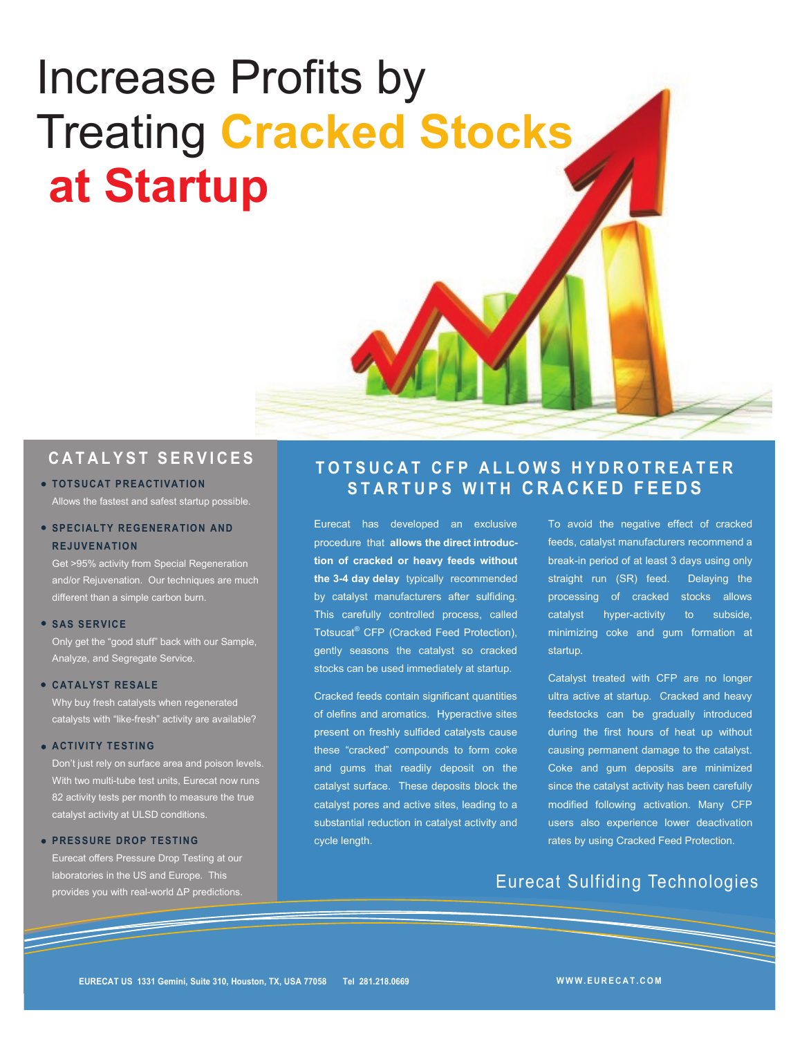# Increase Profits by Treating Cracked Stocks at Startup

## CATALYST SERVICES

- **TOTSUCAT PREACTIVATION**
  Allows the fastest and safest startup possible.
- **SPECIALTY REGENERATION AND REJUVENATION**
  Get >95% activity from Special Regeneration and/or Rejuvenation. Our techniques are much different than a simple carbon burn.
- **SAS SERVICE**
  Only get the "good stuff" back with our Sample, Analyze, and Segregate Service.
- **CATALYST RESALE**
  Why buy fresh catalysts when regenerated catalysts with "like-fresh" activity are available?
- **ACTIVITY TESTING**
  Don't just rely on surface area and poison levels. With two multi-tube test units, Eurecat now runs 82 activity tests per month to measure the true catalyst activity at ULSD conditions.
- **PRESSURE DROP TESTING**
  Eurecat offers Pressure Drop Testing at our laboratories in the US and Europe. This provides you with real-world ΔP predictions.

## TOTSUCAT CFP ALLOWS HYDROTREATER STARTUPS WITH CRACKED FEEDS

Eurecat has developed an exclusive procedure that **allows the direct introduction of cracked or heavy feeds without the 3-4 day delay** typically recommended by catalyst manufacturers after sulfiding. This carefully controlled process, called Totsucat® CFP (Cracked Feed Protection), gently seasons the catalyst so cracked stocks can be used immediately at startup.

Cracked feeds contain significant quantities of olefins and aromatics. Hyperactive sites present on freshly sulfided catalysts cause these "cracked" compounds to form coke and gums that readily deposit on the catalyst surface. These deposits block the catalyst pores and active sites, leading to a substantial reduction in catalyst activity and cycle length.

To avoid the negative effect of cracked feeds, catalyst manufacturers recommend a break-in period of at least 3 days using only straight run (SR) feed. Delaying the processing of cracked stocks allows catalyst hyper-activity to subside, minimizing coke and gum formation at startup.

Catalyst treated with CFP are no longer ultra active at startup. Cracked and heavy feedstocks can be gradually introduced during the first hours of heat up without causing permanent damage to the catalyst. Coke and gum deposits are minimized since the catalyst activity has been carefully modified following activation. Many CFP users also experience lower deactivation rates by using Cracked Feed Protection.

Eurecat Sulfiding Technologies

**EURECAT US 1331 Gemini, Suite 310, Houston, TX, USA 77058 Tel 281.218.0669**

**WWW.EURECAT.COM**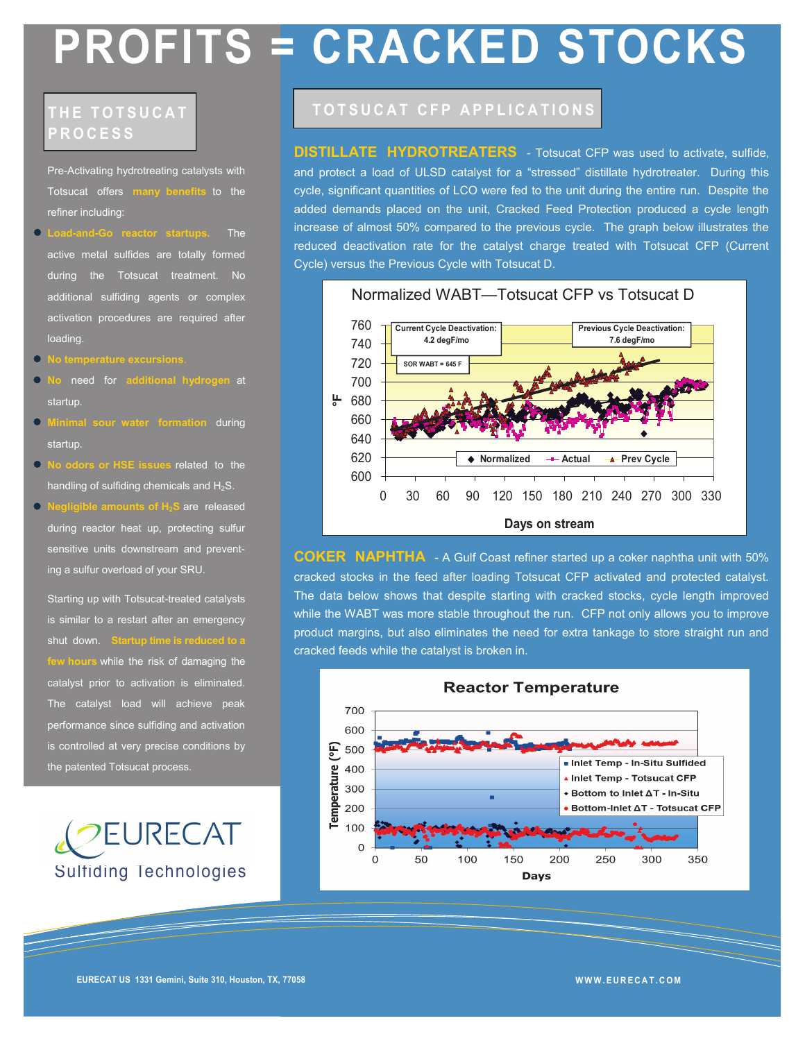# PROFITS = CRACKED STOCKS

## THE TOTSUCAT PROCESS

Pre-Activating hydrotreating catalysts with Totsucat offers **many benefits** to the refiner including:

- **Load-and-Go reactor startups.** The active metal sulfides are totally formed during the Totsucat treatment. No additional sulfiding agents or complex activation procedures are required after loading.
- **No temperature excursions.**
- **No** need for **additional hydrogen** at startup.
- **Minimal sour water formation** during startup.
- **No odors or HSE issues** related to the handling of sulfiding chemicals and $H_2S$.
- **Negligible amounts of $H_2S$** are released during reactor heat up, protecting sulfur sensitive units downstream and preventing a sulfur overload of your SRU.

Starting up with Totsucat-treated catalysts is similar to a restart after an emergency shut down. **Startup time is reduced to a few hours** while the risk of damaging the catalyst prior to activation is eliminated. The catalyst load will achieve peak performance since sulfiding and activation is controlled at very precise conditions by the patented Totsucat process.

EURECAT
Sulfiding Technologies

## TOTSUCAT CFP APPLICATIONS

**DISTILLATE HYDROTREATERS** - Totsucat CFP was used to activate, sulfide, and protect a load of ULSD catalyst for a "stressed" distillate hydrotreater. During this cycle, significant quantities of LCO were fed to the unit during the entire run. Despite the added demands placed on the unit, Cracked Feed Protection produced a cycle length increase of almost 50% compared to the previous cycle. The graph below illustrates the reduced deactivation rate for the catalyst charge treated with Totsucat CFP (Current Cycle) versus the Previous Cycle with Totsucat D.

Normalized WABT—Totsucat CFP vs Totsucat D

Current Cycle Deactivation: 4.2 degF/mo

Previous Cycle Deactivation: 7.6 degF/mo

SOR WABT = 645 F

°F

760, 740, 720, 700, 680, 660, 640, 620, 600

0 30 60 90 120 150 180 210 240 270 300 330

Days on stream

Normalized, Actual, Prev Cycle

**COKER NAPHTHA** - A Gulf Coast refiner started up a coker naphtha unit with 50% cracked stocks in the feed after loading Totsucat CFP activated and protected catalyst. The data below shows that despite starting with cracked stocks, cycle length improved while the WABT was more stable throughout the run. CFP not only allows you to improve product margins, but also eliminates the need for extra tankage to store straight run and cracked feeds while the catalyst is broken in.

Reactor Temperature

Temperature (°F)

700, 600, 500, 400, 300, 200, 100, 0

0 50 100 150 200 250 300 350

Days

Inlet Temp - In-Situ Sulfided

Inlet Temp - Totsucat CFP

Bottom to Inlet ΔT - In-Situ

Bottom-Inlet ΔT - Totsucat CFP

EURECAT US 1331 Gemini, Suite 310, Houston, TX, 77058

WWW.EURECAT.COM